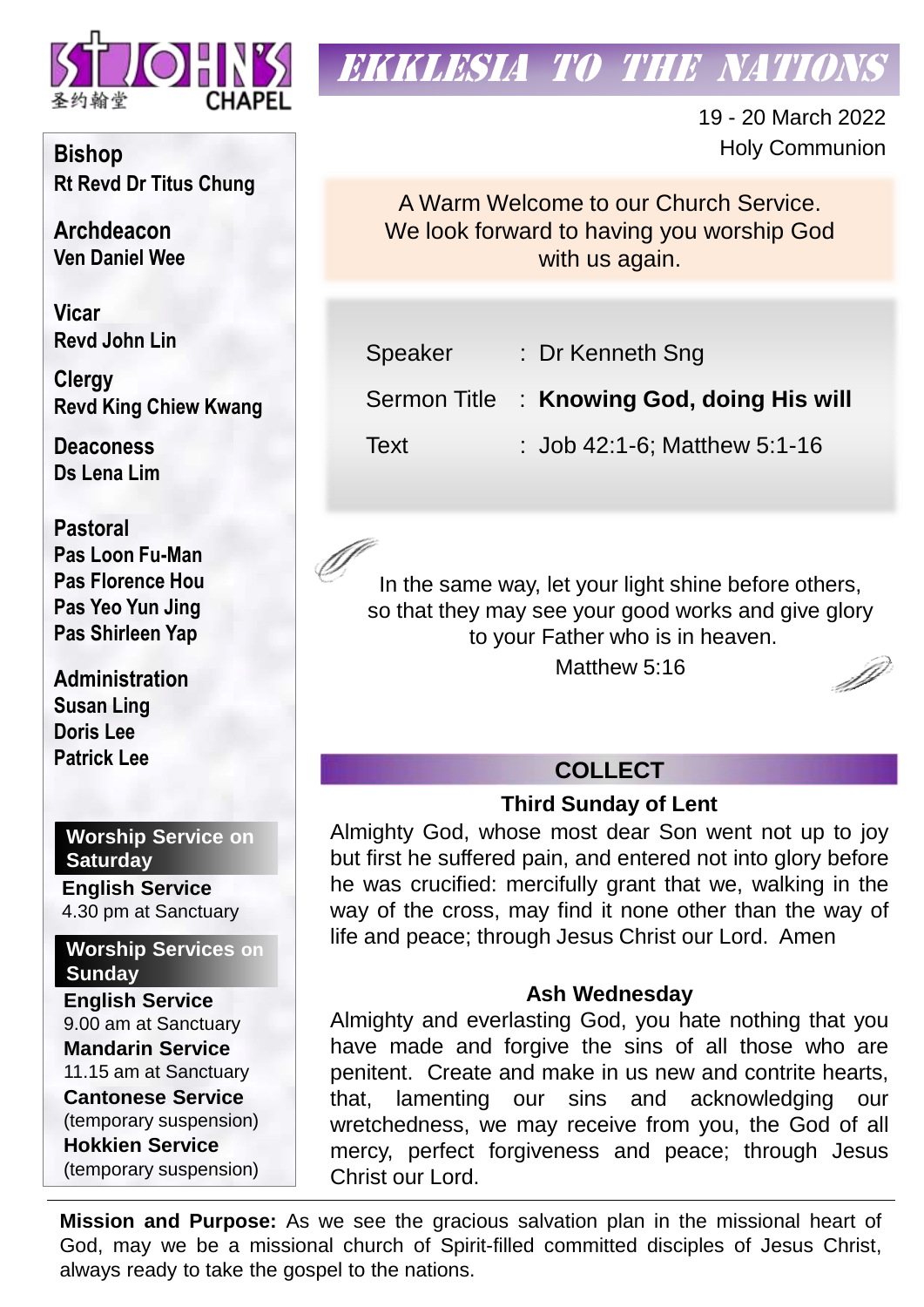St John's Chapel 圣约翰堂

# EKKLESIA TO THE NATIONS

19 - 20 March 2022
Holy Communion

**Bishop**
Rt Revd Dr Titus Chung

**Archdeacon**
Ven Daniel Wee

**Vicar**
Revd John Lin

**Clergy**
Revd King Chiew Kwang

**Deaconess**
Ds Lena Lim

**Pastoral**
Pas Loon Fu-Man
Pas Florence Hou
Pas Yeo Yun Jing
Pas Shirleen Yap

**Administration**
Susan Ling
Doris Lee
Patrick Lee

**Worship Service on Saturday**

**English Service**
4.30 pm at Sanctuary

**Worship Services on Sunday**

**English Service**
9.00 am at Sanctuary

**Mandarin Service**
11.15 am at Sanctuary

**Cantonese Service**
(temporary suspension)

**Hokkien Service**
(temporary suspension)

A Warm Welcome to our Church Service.
We look forward to having you worship God with us again.

| | | |
|---|---|---|
| Speaker | : | Dr Kenneth Sng |
| Sermon Title | : | **Knowing God, doing His will** |
| Text | : | Job 42:1-6; Matthew 5:1-16 |

In the same way, let your light shine before others, so that they may see your good works and give glory to your Father who is in heaven.
Matthew 5:16

## COLLECT

### Third Sunday of Lent

Almighty God, whose most dear Son went not up to joy but first he suffered pain, and entered not into glory before he was crucified: mercifully grant that we, walking in the way of the cross, may find it none other than the way of life and peace; through Jesus Christ our Lord. Amen

### Ash Wednesday

Almighty and everlasting God, you hate nothing that you have made and forgive the sins of all those who are penitent. Create and make in us new and contrite hearts, that, lamenting our sins and acknowledging our wretchedness, we may receive from you, the God of all mercy, perfect forgiveness and peace; through Jesus Christ our Lord.

**Mission and Purpose:** As we see the gracious salvation plan in the missional heart of God, may we be a missional church of Spirit-filled committed disciples of Jesus Christ, always ready to take the gospel to the nations.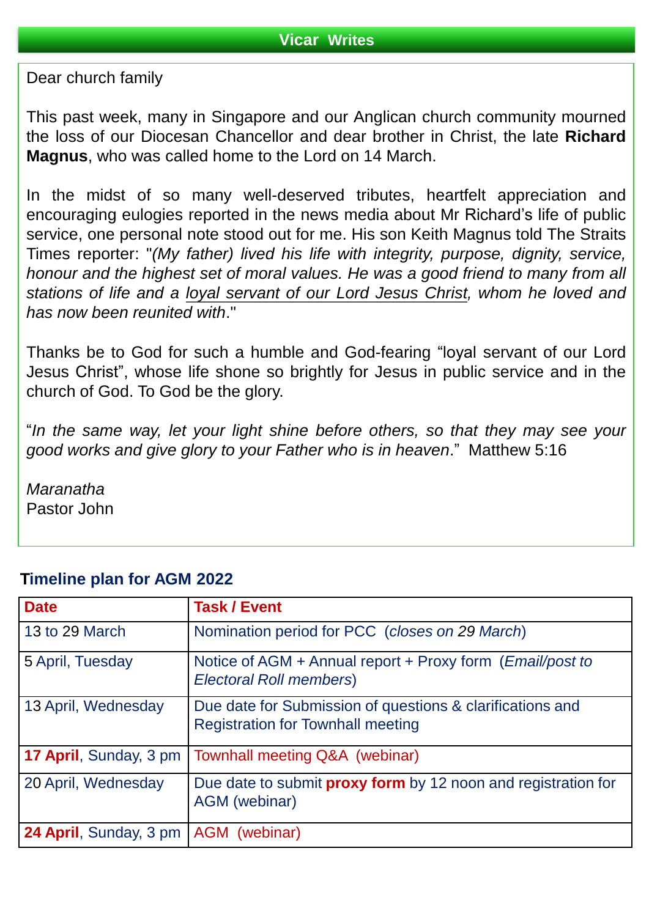## Vicar Writes

Dear church family

This past week, many in Singapore and our Anglican church community mourned the loss of our Diocesan Chancellor and dear brother in Christ, the late **Richard Magnus**, who was called home to the Lord on 14 March.

In the midst of so many well-deserved tributes, heartfelt appreciation and encouraging eulogies reported in the news media about Mr Richard's life of public service, one personal note stood out for me. His son Keith Magnus told The Straits Times reporter: "*(My father) lived his life with integrity, purpose, dignity, service, honour and the highest set of moral values. He was a good friend to many from all stations of life and a loyal servant of our Lord Jesus Christ, whom he loved and has now been reunited with*."

Thanks be to God for such a humble and God-fearing "loyal servant of our Lord Jesus Christ", whose life shone so brightly for Jesus in public service and in the church of God. To God be the glory.

"*In the same way, let your light shine before others, so that they may see your good works and give glory to your Father who is in heaven*." Matthew 5:16

*Maranatha*
Pastor John

### Timeline plan for AGM 2022

| Date | Task / Event |
|---|---|
| 13 to 29 March | Nomination period for PCC (*closes on 29 March*) |
| 5 April, Tuesday | Notice of AGM + Annual report + Proxy form (*Email/post to Electoral Roll members*) |
| 13 April, Wednesday | Due date for Submission of questions & clarifications and Registration for Townhall meeting |
| **17 April**, Sunday, 3 pm | Townhall meeting Q&A (webinar) |
| 20 April, Wednesday | Due date to submit **proxy form** by 12 noon and registration for AGM (webinar) |
| **24 April**, Sunday, 3 pm | AGM (webinar) |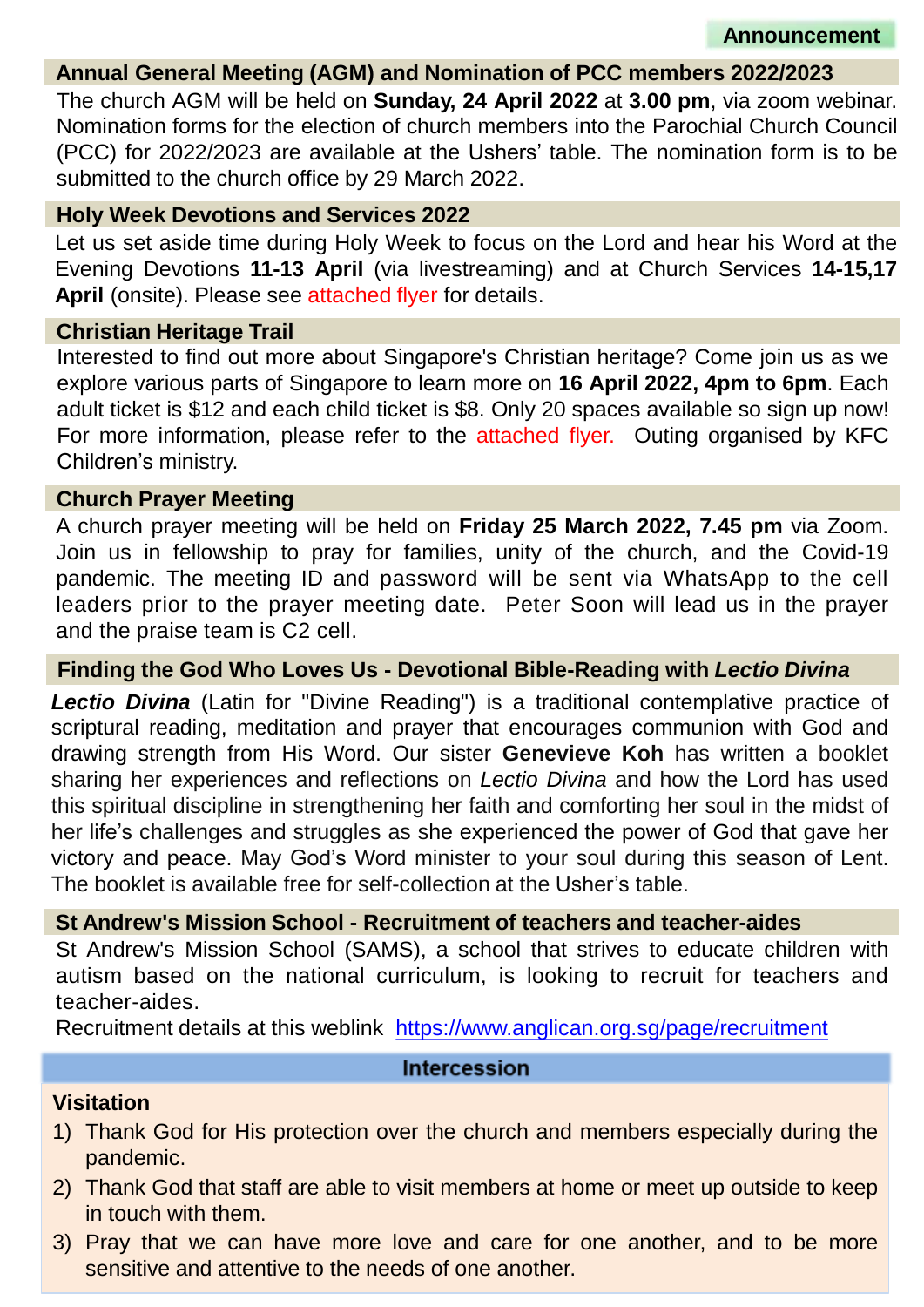## Announcement

### Annual General Meeting (AGM) and Nomination of PCC members 2022/2023

The church AGM will be held on **Sunday, 24 April 2022** at **3.00 pm**, via zoom webinar. Nomination forms for the election of church members into the Parochial Church Council (PCC) for 2022/2023 are available at the Ushers' table. The nomination form is to be submitted to the church office by 29 March 2022.

### Holy Week Devotions and Services 2022

Let us set aside time during Holy Week to focus on the Lord and hear his Word at the Evening Devotions **11-13 April** (via livestreaming) and at Church Services **14-15,17 April** (onsite). Please see attached flyer for details.

### Christian Heritage Trail

Interested to find out more about Singapore's Christian heritage? Come join us as we explore various parts of Singapore to learn more on **16 April 2022, 4pm to 6pm**. Each adult ticket is $12 and each child ticket is $8. Only 20 spaces available so sign up now! For more information, please refer to the attached flyer. Outing organised by KFC Children's ministry.

### Church Prayer Meeting

A church prayer meeting will be held on **Friday 25 March 2022, 7.45 pm** via Zoom. Join us in fellowship to pray for families, unity of the church, and the Covid-19 pandemic. The meeting ID and password will be sent via WhatsApp to the cell leaders prior to the prayer meeting date. Peter Soon will lead us in the prayer and the praise team is C2 cell.

### Finding the God Who Loves Us - Devotional Bible-Reading with *Lectio Divina*

***Lectio Divina*** (Latin for "Divine Reading") is a traditional contemplative practice of scriptural reading, meditation and prayer that encourages communion with God and drawing strength from His Word. Our sister **Genevieve Koh** has written a booklet sharing her experiences and reflections on *Lectio Divina* and how the Lord has used this spiritual discipline in strengthening her faith and comforting her soul in the midst of her life's challenges and struggles as she experienced the power of God that gave her victory and peace. May God's Word minister to your soul during this season of Lent. The booklet is available free for self-collection at the Usher's table.

### St Andrew's Mission School - Recruitment of teachers and teacher-aides

St Andrew's Mission School (SAMS), a school that strives to educate children with autism based on the national curriculum, is looking to recruit for teachers and teacher-aides.

Recruitment details at this weblink https://www.anglican.org.sg/page/recruitment

## Intercession

### Visitation

1) Thank God for His protection over the church and members especially during the pandemic.
2) Thank God that staff are able to visit members at home or meet up outside to keep in touch with them.
3) Pray that we can have more love and care for one another, and to be more sensitive and attentive to the needs of one another.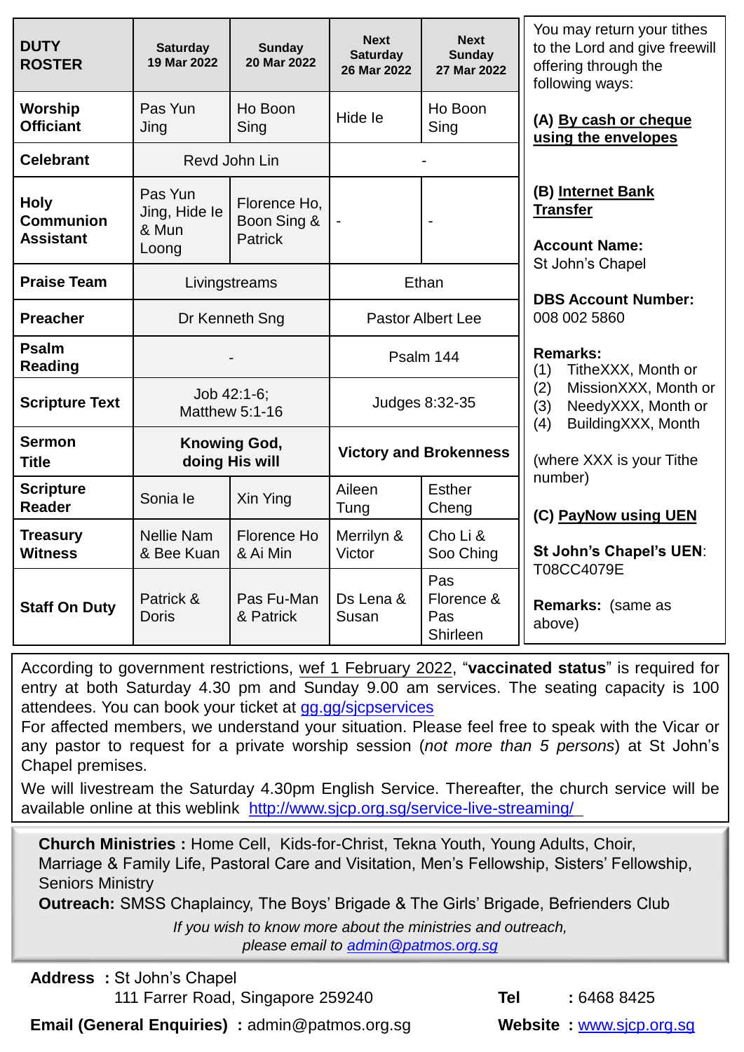| DUTY ROSTER | Saturday 19 Mar 2022 | Sunday 20 Mar 2022 | Next Saturday 26 Mar 2022 | Next Sunday 27 Mar 2022 |
|---|---|---|---|---|
| Worship Officiant | Pas Yun Jing | Ho Boon Sing | Hide Ie | Ho Boon Sing |
| Celebrant | Revd John Lin | | - | |
| Holy Communion Assistant | Pas Yun Jing, Hide Ie & Mun Loong | Florence Ho, Boon Sing & Patrick | - | - |
| Praise Team | Livingstreams | | Ethan | |
| Preacher | Dr Kenneth Sng | | Pastor Albert Lee | |
| Psalm Reading | - | | Psalm 144 | |
| Scripture Text | Job 42:1-6; Matthew 5:1-16 | | Judges 8:32-35 | |
| Sermon Title | **Knowing God, doing His will** | | **Victory and Brokenness** | |
| Scripture Reader | Sonia Ie | Xin Ying | Aileen Tung | Esther Cheng |
| Treasury Witness | Nellie Nam & Bee Kuan | Florence Ho & Ai Min | Merrilyn & Victor | Cho Li & Soo Ching |
| Staff On Duty | Patrick & Doris | Pas Fu-Man & Patrick | Ds Lena & Susan | Pas Florence & Pas Shirleen |

You may return your tithes to the Lord and give freewill offering through the following ways:

**(A) By cash or cheque using the envelopes**

**(B) Internet Bank Transfer**

**Account Name:**
St John's Chapel

**DBS Account Number:**
008 002 5860

**Remarks:**
(1) TitheXXX, Month or
(2) MissionXXX, Month or
(3) NeedyXXX, Month or
(4) BuildingXXX, Month

(where XXX is your Tithe number)

**(C) PayNow using UEN**

**St John's Chapel's UEN**: T08CC4079E

**Remarks:** (same as above)

According to government restrictions, wef 1 February 2022, "**vaccinated status**" is required for entry at both Saturday 4.30 pm and Sunday 9.00 am services. The seating capacity is 100 attendees. You can book your ticket at gg.gg/sjcpservices

For affected members, we understand your situation. Please feel free to speak with the Vicar or any pastor to request for a private worship session (*not more than 5 persons*) at St John's Chapel premises.

We will livestream the Saturday 4.30pm English Service. Thereafter, the church service will be available online at this weblink http://www.sjcp.org.sg/service-live-streaming/

**Church Ministries :** Home Cell, Kids-for-Christ, Tekna Youth, Young Adults, Choir, Marriage & Family Life, Pastoral Care and Visitation, Men's Fellowship, Sisters' Fellowship, Seniors Ministry

**Outreach:** SMSS Chaplaincy, The Boys' Brigade & The Girls' Brigade, Befrienders Club

*If you wish to know more about the ministries and outreach, please email to admin@patmos.org.sg*

**Address :** St John's Chapel
111 Farrer Road, Singapore 259240

**Tel :** 6468 8425

**Email (General Enquiries) :** admin@patmos.org.sg

**Website :** www.sjcp.org.sg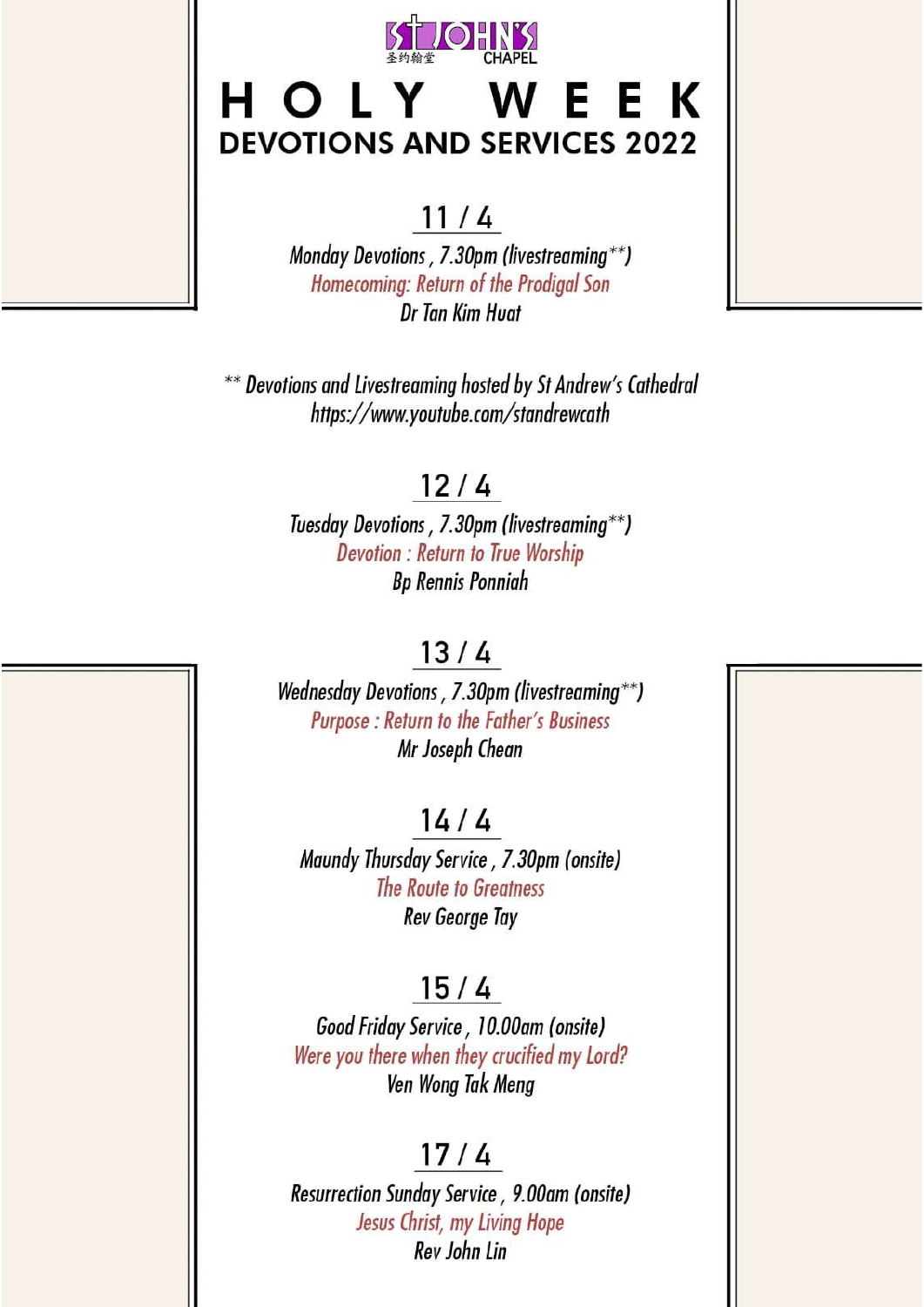ST JOHN'S CHAPEL
圣约翰堂

# HOLY WEEK

## DEVOTIONS AND SERVICES 2022

### 11 / 4

*Monday Devotions , 7.30pm (livestreaming**)*
*Homecoming: Return of the Prodigal Son*
*Dr Tan Kim Huat*

*** Devotions and Livestreaming hosted by St Andrew's Cathedral*
*https://www.youtube.com/standrewcath*

### 12 / 4

*Tuesday Devotions , 7.30pm (livestreaming**)*
*Devotion : Return to True Worship*
*Bp Rennis Ponniah*

### 13 / 4

*Wednesday Devotions , 7.30pm (livestreaming**)*
*Purpose : Return to the Father's Business*
*Mr Joseph Chean*

### 14 / 4

*Maundy Thursday Service , 7.30pm (onsite)*
*The Route to Greatness*
*Rev George Tay*

### 15 / 4

*Good Friday Service , 10.00am (onsite)*
*Were you there when they crucified my Lord?*
*Ven Wong Tak Meng*

### 17 / 4

*Resurrection Sunday Service , 9.00am (onsite)*
*Jesus Christ, my Living Hope*
*Rev John Lin*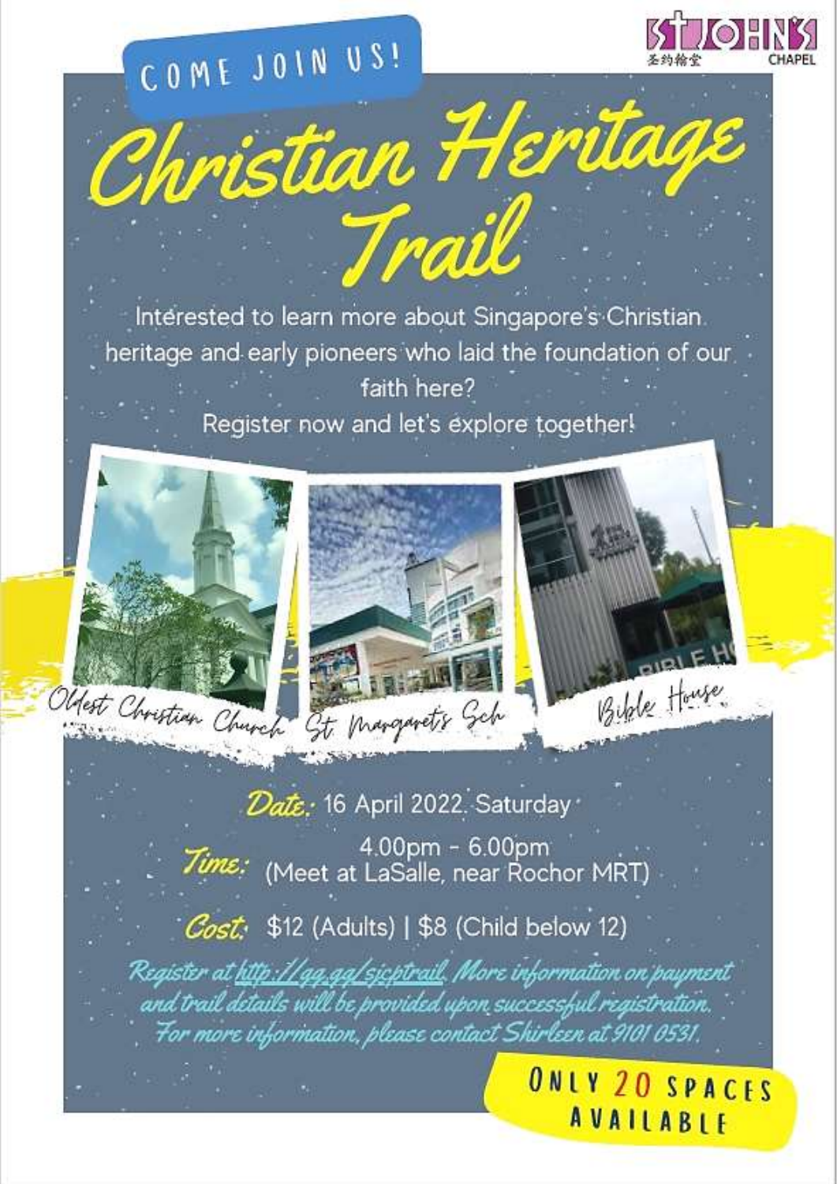ST JOHN'S 圣约翰堂 CHAPEL

COME JOIN US!

# Christian Heritage Trail

Interested to learn more about Singapore's Christian heritage and early pioneers who laid the foundation of our faith here?

Register now and let's explore together!

Oldest Christian Church | St Margaret's Sch | Bible House

**Date:** 16 April 2022 Saturday

**Time:** 4.00pm - 6.00pm (Meet at LaSalle, near Rochor MRT)

**Cost:** $12 (Adults) | $8 (Child below 12)

*Register at http://gg.gg/sjcptrail. More information on payment and trail details will be provided upon successful registration. For more information, please contact Shirleen at 9101 0531.*

**ONLY 20 SPACES AVAILABLE**